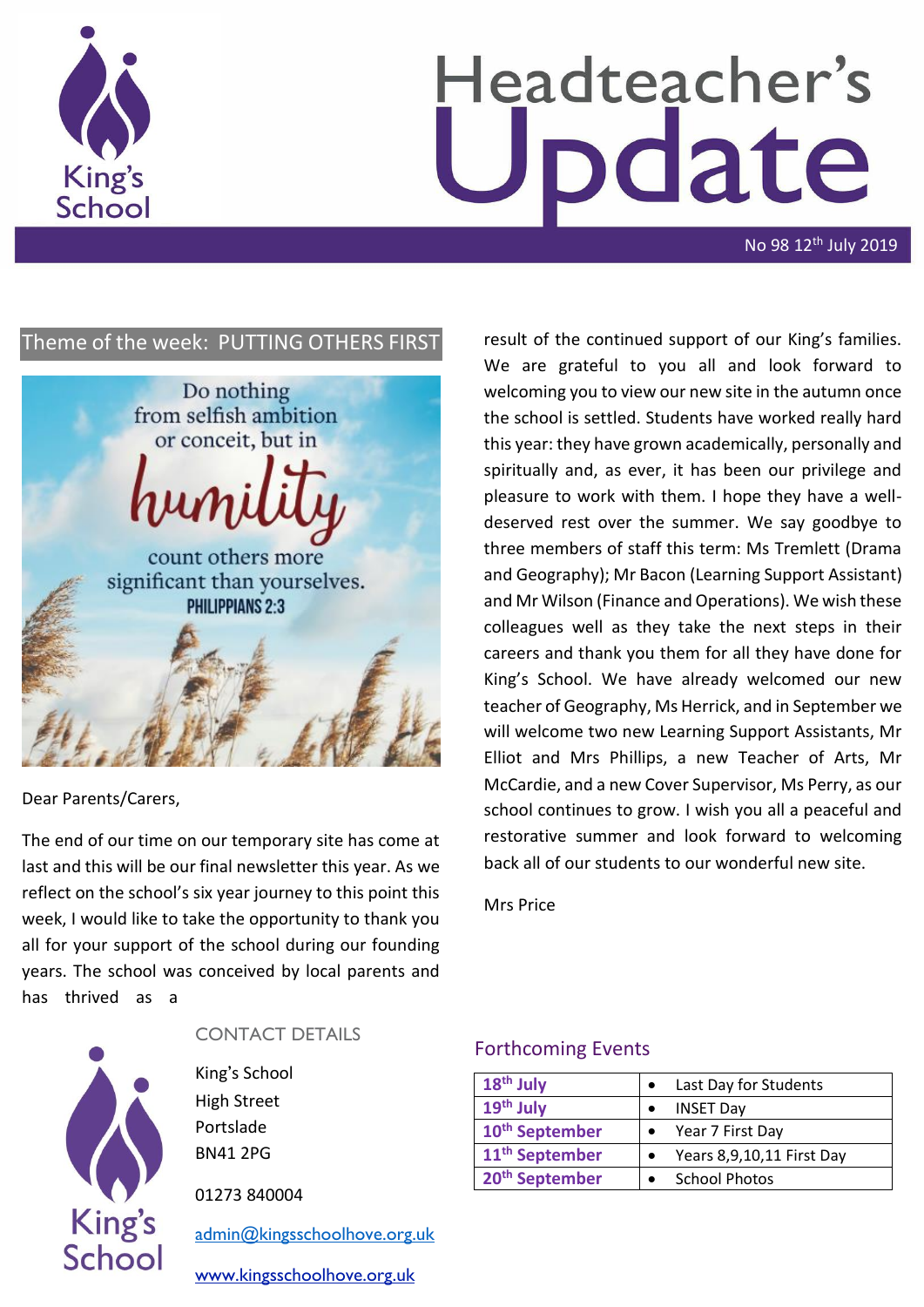# Headteacher's Update

No 98 12th July 2019

## Theme of the week: PUTTING OTHERS FIRST

Do nothing from selfish ambition or conceit, but in humility count others more significant than yourselves. PHILIPPIANS 2:3

Dear Parents/Carers,

The end of our time on our temporary site has come at last and this will be our final newsletter this year. As we reflect on the school's six year journey to this point this week, I would like to take the opportunity to thank you all for your support of the school during our founding years. The school was conceived by local parents and has thrived as a result of the continued support of our King's families. We are grateful to you all and look forward to welcoming you to view our new site in the autumn once the school is settled. Students have worked really hard this year: they have grown academically, personally and spiritually and, as ever, it has been our privilege and pleasure to work with them. I hope they have a well-deserved rest over the summer. We say goodbye to three members of staff this term: Ms Tremlett (Drama and Geography); Mr Bacon (Learning Support Assistant) and Mr Wilson (Finance and Operations). We wish these colleagues well as they take the next steps in their careers and thank you them for all they have done for King's School. We have already welcomed our new teacher of Geography, Ms Herrick, and in September we will welcome two new Learning Support Assistants, Mr Elliot and Mrs Phillips, a new Teacher of Arts, Mr McCardie, and a new Cover Supervisor, Ms Perry, as our school continues to grow. I wish you all a peaceful and restorative summer and look forward to welcoming back all of our students to our wonderful new site.

Mrs Price

## CONTACT DETAILS

King's School
High Street
Portslade
BN41 2PG

01273 840004

admin@kingsschoolhove.org.uk

www.kingsschoolhove.org.uk

## Forthcoming Events

| Date | Event |
|---|---|
| 18th July | Last Day for Students |
| 19th July | INSET Day |
| 10th September | Year 7 First Day |
| 11th September | Years 8,9,10,11 First Day |
| 20th September | School Photos |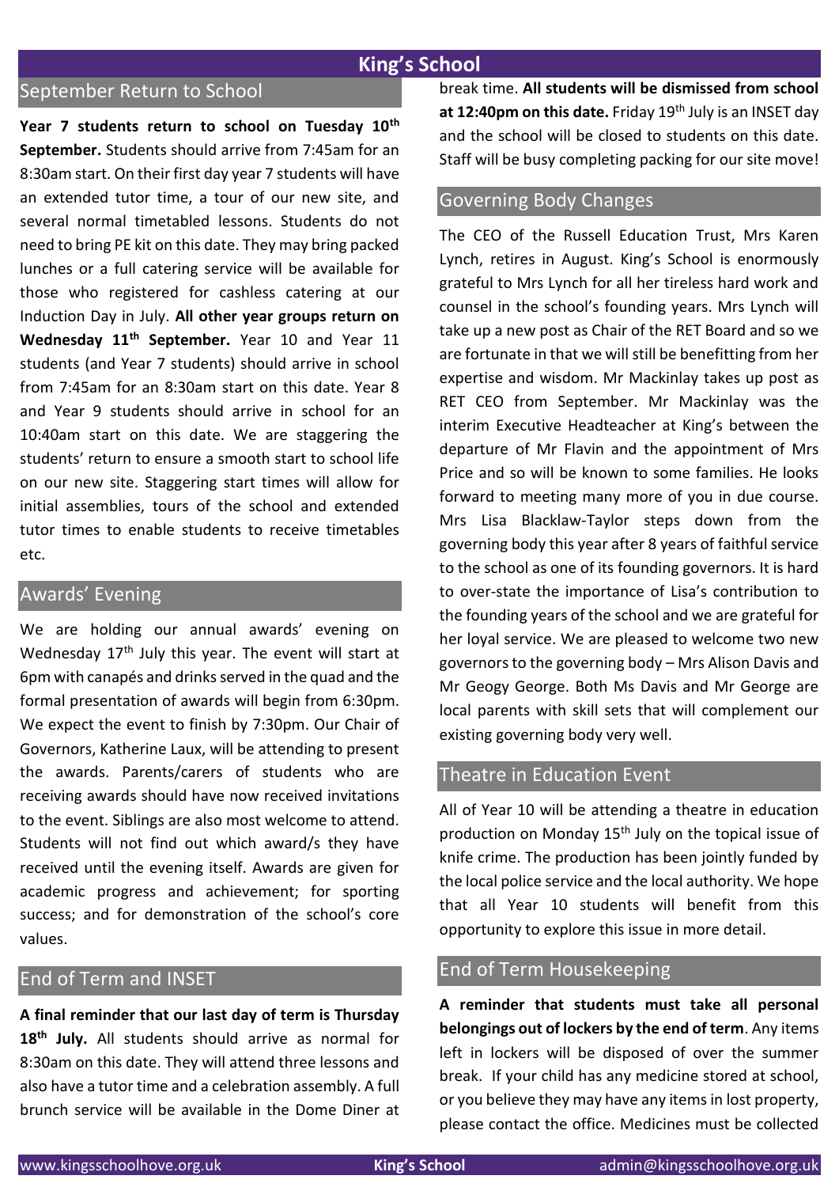# King's School

## September Return to School

**Year 7 students return to school on Tuesday 10th September.** Students should arrive from 7:45am for an 8:30am start. On their first day year 7 students will have an extended tutor time, a tour of our new site, and several normal timetabled lessons. Students do not need to bring PE kit on this date. They may bring packed lunches or a full catering service will be available for those who registered for cashless catering at our Induction Day in July. **All other year groups return on Wednesday 11th September.** Year 10 and Year 11 students (and Year 7 students) should arrive in school from 7:45am for an 8:30am start on this date. Year 8 and Year 9 students should arrive in school for an 10:40am start on this date. We are staggering the students' return to ensure a smooth start to school life on our new site. Staggering start times will allow for initial assemblies, tours of the school and extended tutor times to enable students to receive timetables etc.

## Awards' Evening

We are holding our annual awards' evening on Wednesday 17th July this year. The event will start at 6pm with canapés and drinks served in the quad and the formal presentation of awards will begin from 6:30pm. We expect the event to finish by 7:30pm. Our Chair of Governors, Katherine Laux, will be attending to present the awards. Parents/carers of students who are receiving awards should have now received invitations to the event. Siblings are also most welcome to attend. Students will not find out which award/s they have received until the evening itself. Awards are given for academic progress and achievement; for sporting success; and for demonstration of the school's core values.

## End of Term and INSET

**A final reminder that our last day of term is Thursday 18th July.** All students should arrive as normal for 8:30am on this date. They will attend three lessons and also have a tutor time and a celebration assembly. A full brunch service will be available in the Dome Diner at break time. **All students will be dismissed from school at 12:40pm on this date.** Friday 19th July is an INSET day and the school will be closed to students on this date. Staff will be busy completing packing for our site move!

## Governing Body Changes

The CEO of the Russell Education Trust, Mrs Karen Lynch, retires in August. King's School is enormously grateful to Mrs Lynch for all her tireless hard work and counsel in the school's founding years. Mrs Lynch will take up a new post as Chair of the RET Board and so we are fortunate in that we will still be benefitting from her expertise and wisdom. Mr Mackinlay takes up post as RET CEO from September. Mr Mackinlay was the interim Executive Headteacher at King's between the departure of Mr Flavin and the appointment of Mrs Price and so will be known to some families. He looks forward to meeting many more of you in due course. Mrs Lisa Blacklaw-Taylor steps down from the governing body this year after 8 years of faithful service to the school as one of its founding governors. It is hard to over-state the importance of Lisa's contribution to the founding years of the school and we are grateful for her loyal service. We are pleased to welcome two new governors to the governing body – Mrs Alison Davis and Mr Geogy George. Both Ms Davis and Mr George are local parents with skill sets that will complement our existing governing body very well.

## Theatre in Education Event

All of Year 10 will be attending a theatre in education production on Monday 15th July on the topical issue of knife crime. The production has been jointly funded by the local police service and the local authority. We hope that all Year 10 students will benefit from this opportunity to explore this issue in more detail.

## End of Term Housekeeping

**A reminder that students must take all personal belongings out of lockers by the end of term**. Any items left in lockers will be disposed of over the summer break. If your child has any medicine stored at school, or you believe they may have any items in lost property, please contact the office. Medicines must be collected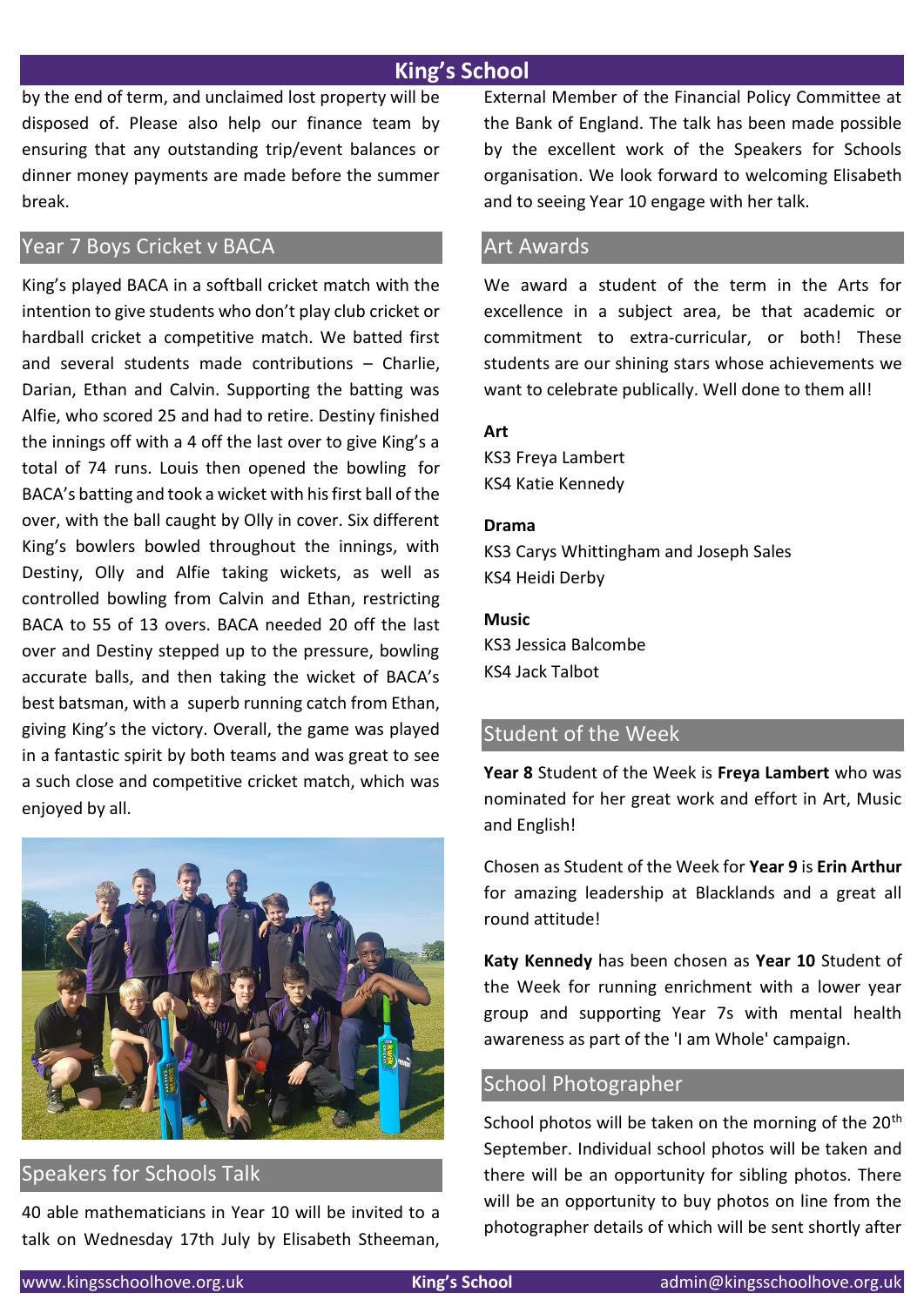by the end of term, and unclaimed lost property will be disposed of. Please also help our finance team by ensuring that any outstanding trip/event balances or dinner money payments are made before the summer break.

## Year 7 Boys Cricket v BACA

King's played BACA in a softball cricket match with the intention to give students who don't play club cricket or hardball cricket a competitive match. We batted first and several students made contributions – Charlie, Darian, Ethan and Calvin. Supporting the batting was Alfie, who scored 25 and had to retire. Destiny finished the innings off with a 4 off the last over to give King's a total of 74 runs. Louis then opened the bowling for BACA's batting and took a wicket with his first ball of the over, with the ball caught by Olly in cover. Six different King's bowlers bowled throughout the innings, with Destiny, Olly and Alfie taking wickets, as well as controlled bowling from Calvin and Ethan, restricting BACA to 55 of 13 overs. BACA needed 20 off the last over and Destiny stepped up to the pressure, bowling accurate balls, and then taking the wicket of BACA's best batsman, with a superb running catch from Ethan, giving King's the victory. Overall, the game was played in a fantastic spirit by both teams and was great to see a such close and competitive cricket match, which was enjoyed by all.

## Speakers for Schools Talk

40 able mathematicians in Year 10 will be invited to a talk on Wednesday 17th July by Elisabeth Stheeman, External Member of the Financial Policy Committee at the Bank of England. The talk has been made possible by the excellent work of the Speakers for Schools organisation. We look forward to welcoming Elisabeth and to seeing Year 10 engage with her talk.

## Art Awards

We award a student of the term in the Arts for excellence in a subject area, be that academic or commitment to extra-curricular, or both! These students are our shining stars whose achievements we want to celebrate publically. Well done to them all!

**Art**
KS3 Freya Lambert
KS4 Katie Kennedy

**Drama**
KS3 Carys Whittingham and Joseph Sales
KS4 Heidi Derby

**Music**
KS3 Jessica Balcombe
KS4 Jack Talbot

## Student of the Week

**Year 8** Student of the Week is **Freya Lambert** who was nominated for her great work and effort in Art, Music and English!

Chosen as Student of the Week for **Year 9** is **Erin Arthur** for amazing leadership at Blacklands and a great all round attitude!

**Katy Kennedy** has been chosen as **Year 10** Student of the Week for running enrichment with a lower year group and supporting Year 7s with mental health awareness as part of the 'I am Whole' campaign.

## School Photographer

School photos will be taken on the morning of the 20th September. Individual school photos will be taken and there will be an opportunity for sibling photos. There will be an opportunity to buy photos on line from the photographer details of which will be sent shortly after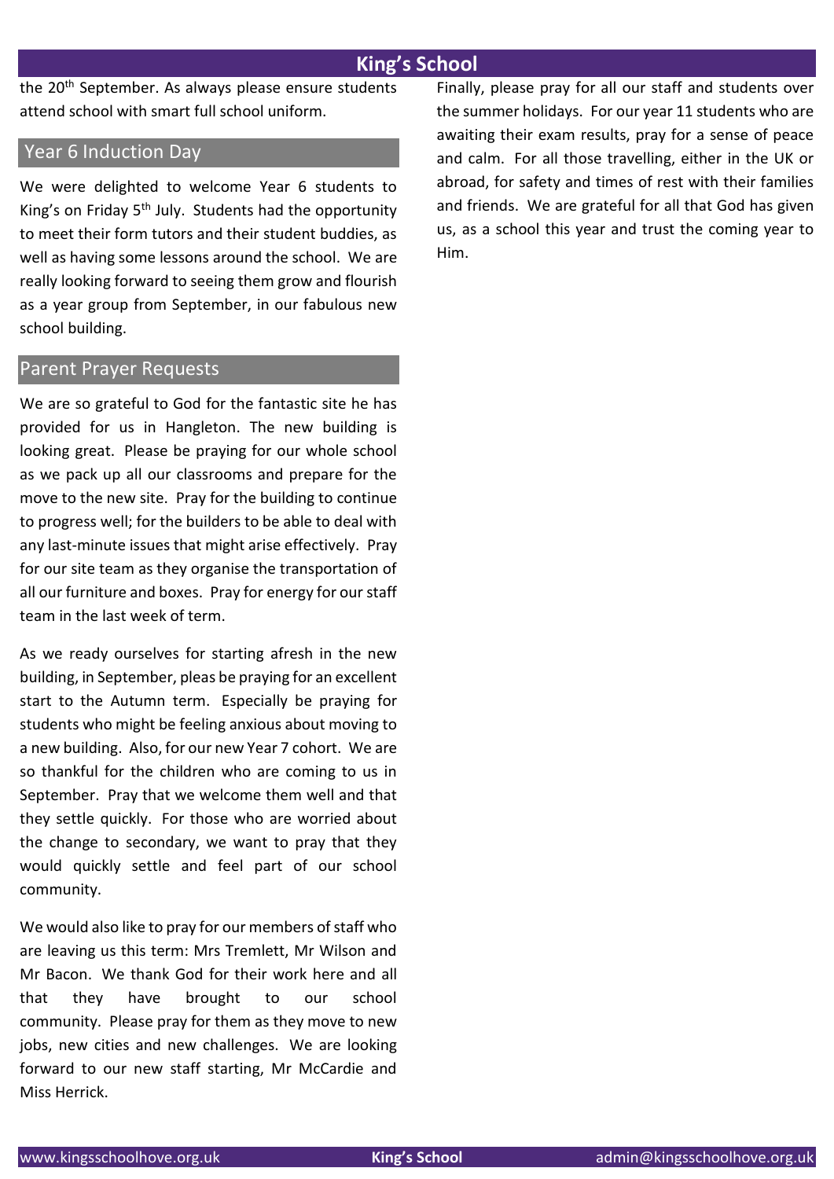the 20th September. As always please ensure students attend school with smart full school uniform.

## Year 6 Induction Day

We were delighted to welcome Year 6 students to King's on Friday 5th July. Students had the opportunity to meet their form tutors and their student buddies, as well as having some lessons around the school. We are really looking forward to seeing them grow and flourish as a year group from September, in our fabulous new school building.

## Parent Prayer Requests

We are so grateful to God for the fantastic site he has provided for us in Hangleton. The new building is looking great. Please be praying for our whole school as we pack up all our classrooms and prepare for the move to the new site. Pray for the building to continue to progress well; for the builders to be able to deal with any last-minute issues that might arise effectively. Pray for our site team as they organise the transportation of all our furniture and boxes. Pray for energy for our staff team in the last week of term.

As we ready ourselves for starting afresh in the new building, in September, pleas be praying for an excellent start to the Autumn term. Especially be praying for students who might be feeling anxious about moving to a new building. Also, for our new Year 7 cohort. We are so thankful for the children who are coming to us in September. Pray that we welcome them well and that they settle quickly. For those who are worried about the change to secondary, we want to pray that they would quickly settle and feel part of our school community.

We would also like to pray for our members of staff who are leaving us this term: Mrs Tremlett, Mr Wilson and Mr Bacon. We thank God for their work here and all that they have brought to our school community. Please pray for them as they move to new jobs, new cities and new challenges. We are looking forward to our new staff starting, Mr McCardie and Miss Herrick.

Finally, please pray for all our staff and students over the summer holidays. For our year 11 students who are awaiting their exam results, pray for a sense of peace and calm. For all those travelling, either in the UK or abroad, for safety and times of rest with their families and friends. We are grateful for all that God has given us, as a school this year and trust the coming year to Him.